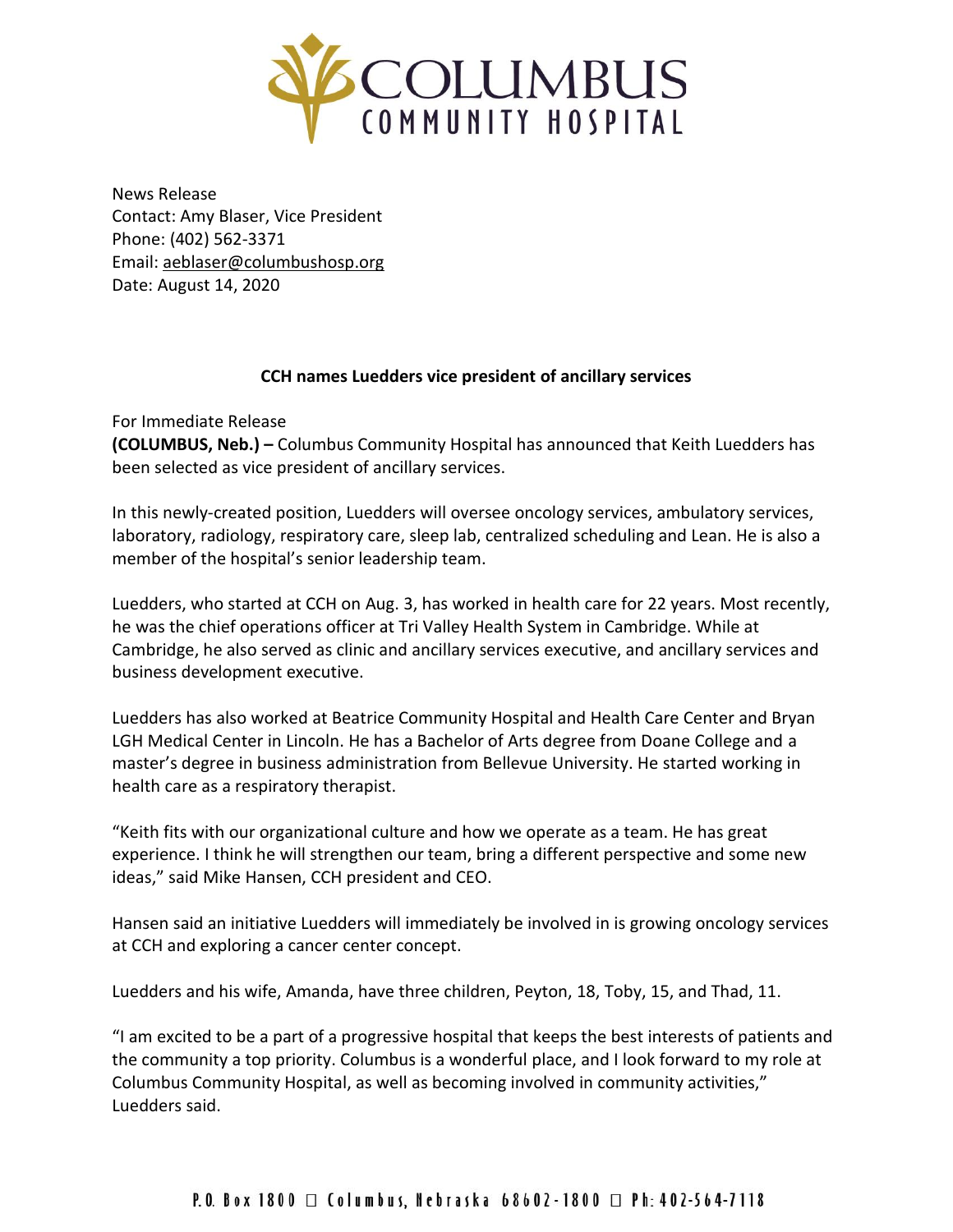# Columbus Community Hospital

News Release
Contact: Amy Blaser, Vice President
Phone: (402) 562-3371
Email: aeblaser@columbushosp.org
Date: August 14, 2020

**CCH names Luedders vice president of ancillary services**

For Immediate Release
**(COLUMBUS, Neb.) –** Columbus Community Hospital has announced that Keith Luedders has been selected as vice president of ancillary services.

In this newly-created position, Luedders will oversee oncology services, ambulatory services, laboratory, radiology, respiratory care, sleep lab, centralized scheduling and Lean. He is also a member of the hospital's senior leadership team.

Luedders, who started at CCH on Aug. 3, has worked in health care for 22 years. Most recently, he was the chief operations officer at Tri Valley Health System in Cambridge. While at Cambridge, he also served as clinic and ancillary services executive, and ancillary services and business development executive.

Luedders has also worked at Beatrice Community Hospital and Health Care Center and Bryan LGH Medical Center in Lincoln. He has a Bachelor of Arts degree from Doane College and a master's degree in business administration from Bellevue University. He started working in health care as a respiratory therapist.

"Keith fits with our organizational culture and how we operate as a team. He has great experience. I think he will strengthen our team, bring a different perspective and some new ideas," said Mike Hansen, CCH president and CEO.

Hansen said an initiative Luedders will immediately be involved in is growing oncology services at CCH and exploring a cancer center concept.

Luedders and his wife, Amanda, have three children, Peyton, 18, Toby, 15, and Thad, 11.

"I am excited to be a part of a progressive hospital that keeps the best interests of patients and the community a top priority. Columbus is a wonderful place, and I look forward to my role at Columbus Community Hospital, as well as becoming involved in community activities," Luedders said.

P.O. Box 1800 □ Columbus, Nebraska 68602-1800 □ Ph: 402-564-7118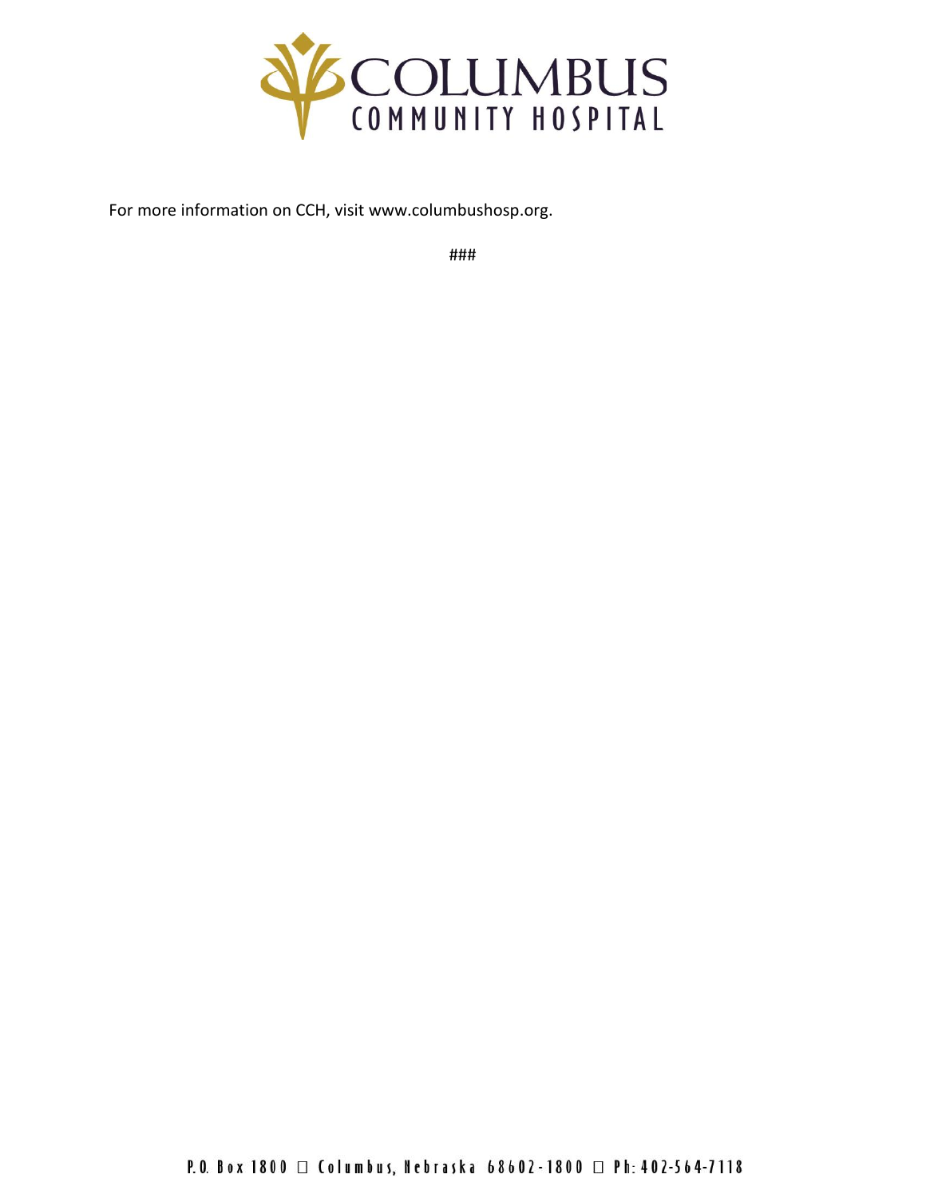For more information on CCH, visit www.columbushosp.org.

###